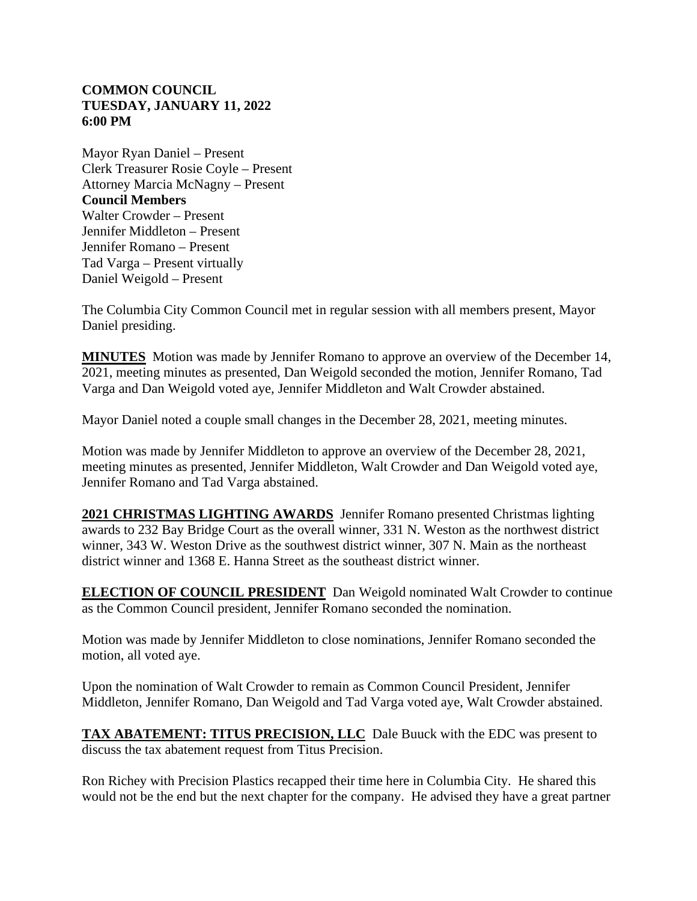**COMMON COUNCIL**
**TUESDAY, JANUARY 11, 2022**
**6:00 PM**

Mayor Ryan Daniel – Present
Clerk Treasurer Rosie Coyle – Present
Attorney Marcia McNagny – Present
**Council Members**
Walter Crowder – Present
Jennifer Middleton – Present
Jennifer Romano – Present
Tad Varga – Present virtually
Daniel Weigold – Present

The Columbia City Common Council met in regular session with all members present, Mayor Daniel presiding.

**MINUTES** Motion was made by Jennifer Romano to approve an overview of the December 14, 2021, meeting minutes as presented, Dan Weigold seconded the motion, Jennifer Romano, Tad Varga and Dan Weigold voted aye, Jennifer Middleton and Walt Crowder abstained.

Mayor Daniel noted a couple small changes in the December 28, 2021, meeting minutes.

Motion was made by Jennifer Middleton to approve an overview of the December 28, 2021, meeting minutes as presented, Jennifer Middleton, Walt Crowder and Dan Weigold voted aye, Jennifer Romano and Tad Varga abstained.

**2021 CHRISTMAS LIGHTING AWARDS** Jennifer Romano presented Christmas lighting awards to 232 Bay Bridge Court as the overall winner, 331 N. Weston as the northwest district winner, 343 W. Weston Drive as the southwest district winner, 307 N. Main as the northeast district winner and 1368 E. Hanna Street as the southeast district winner.

**ELECTION OF COUNCIL PRESIDENT** Dan Weigold nominated Walt Crowder to continue as the Common Council president, Jennifer Romano seconded the nomination.

Motion was made by Jennifer Middleton to close nominations, Jennifer Romano seconded the motion, all voted aye.

Upon the nomination of Walt Crowder to remain as Common Council President, Jennifer Middleton, Jennifer Romano, Dan Weigold and Tad Varga voted aye, Walt Crowder abstained.

**TAX ABATEMENT: TITUS PRECISION, LLC** Dale Buuck with the EDC was present to discuss the tax abatement request from Titus Precision.

Ron Richey with Precision Plastics recapped their time here in Columbia City. He shared this would not be the end but the next chapter for the company. He advised they have a great partner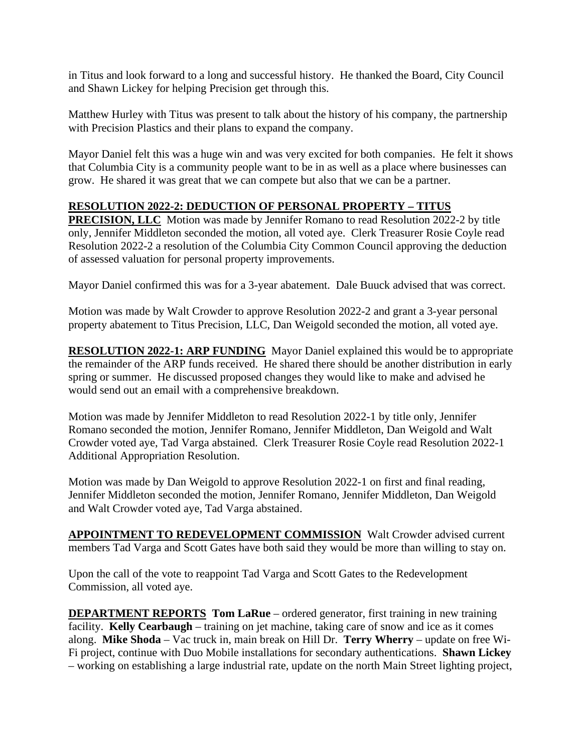in Titus and look forward to a long and successful history. He thanked the Board, City Council and Shawn Lickey for helping Precision get through this.

Matthew Hurley with Titus was present to talk about the history of his company, the partnership with Precision Plastics and their plans to expand the company.

Mayor Daniel felt this was a huge win and was very excited for both companies. He felt it shows that Columbia City is a community people want to be in as well as a place where businesses can grow. He shared it was great that we can compete but also that we can be a partner.

**RESOLUTION 2022-2: DEDUCTION OF PERSONAL PROPERTY – TITUS PRECISION, LLC** Motion was made by Jennifer Romano to read Resolution 2022-2 by title only, Jennifer Middleton seconded the motion, all voted aye. Clerk Treasurer Rosie Coyle read Resolution 2022-2 a resolution of the Columbia City Common Council approving the deduction of assessed valuation for personal property improvements.

Mayor Daniel confirmed this was for a 3-year abatement. Dale Buuck advised that was correct.

Motion was made by Walt Crowder to approve Resolution 2022-2 and grant a 3-year personal property abatement to Titus Precision, LLC, Dan Weigold seconded the motion, all voted aye.

**RESOLUTION 2022-1: ARP FUNDING** Mayor Daniel explained this would be to appropriate the remainder of the ARP funds received. He shared there should be another distribution in early spring or summer. He discussed proposed changes they would like to make and advised he would send out an email with a comprehensive breakdown.

Motion was made by Jennifer Middleton to read Resolution 2022-1 by title only, Jennifer Romano seconded the motion, Jennifer Romano, Jennifer Middleton, Dan Weigold and Walt Crowder voted aye, Tad Varga abstained. Clerk Treasurer Rosie Coyle read Resolution 2022-1 Additional Appropriation Resolution.

Motion was made by Dan Weigold to approve Resolution 2022-1 on first and final reading, Jennifer Middleton seconded the motion, Jennifer Romano, Jennifer Middleton, Dan Weigold and Walt Crowder voted aye, Tad Varga abstained.

**APPOINTMENT TO REDEVELOPMENT COMMISSION** Walt Crowder advised current members Tad Varga and Scott Gates have both said they would be more than willing to stay on.

Upon the call of the vote to reappoint Tad Varga and Scott Gates to the Redevelopment Commission, all voted aye.

**DEPARTMENT REPORTS** **Tom LaRue** – ordered generator, first training in new training facility. **Kelly Cearbaugh** – training on jet machine, taking care of snow and ice as it comes along. **Mike Shoda** – Vac truck in, main break on Hill Dr. **Terry Wherry** – update on free Wi-Fi project, continue with Duo Mobile installations for secondary authentications. **Shawn Lickey** – working on establishing a large industrial rate, update on the north Main Street lighting project,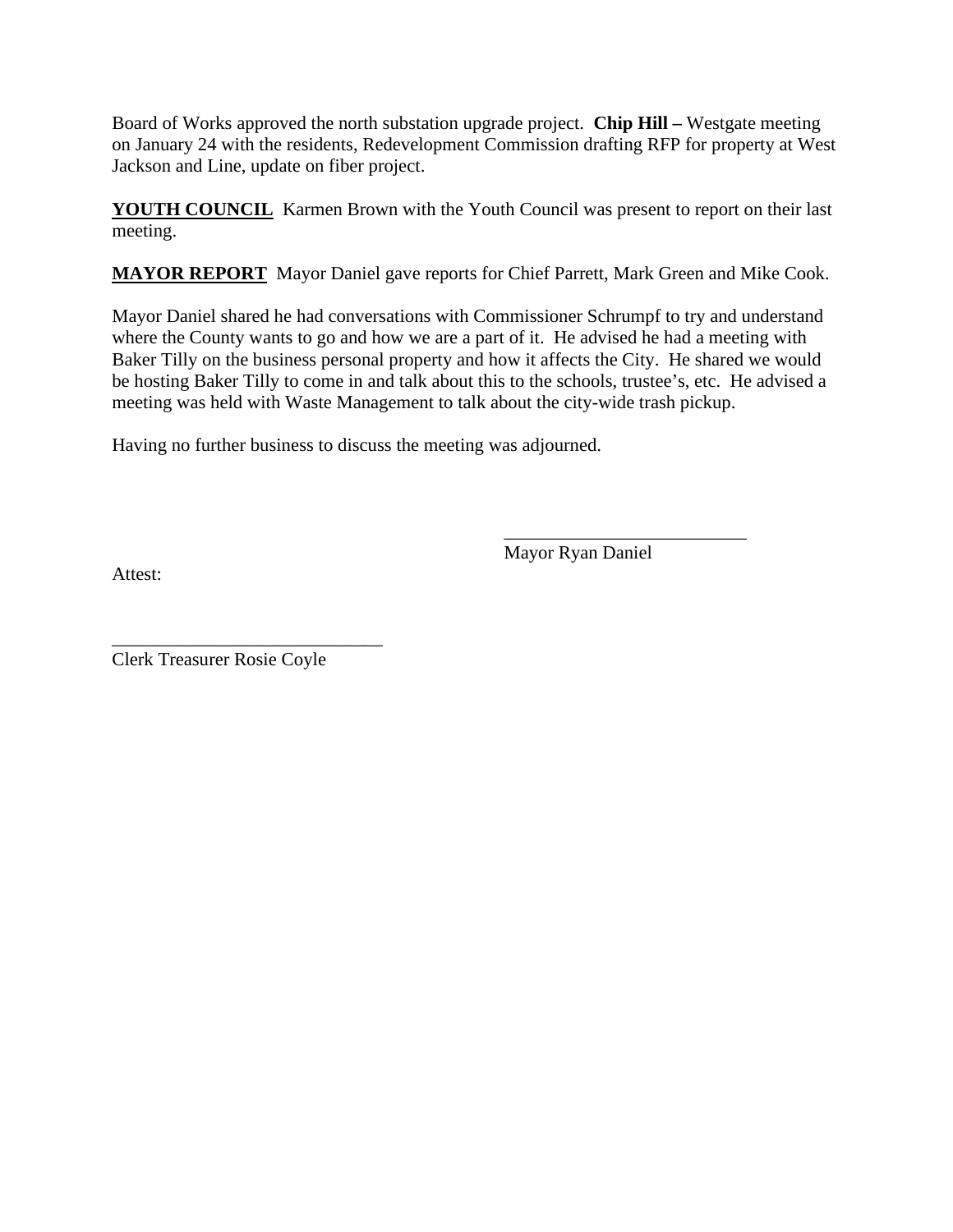Board of Works approved the north substation upgrade project. **Chip Hill –** Westgate meeting on January 24 with the residents, Redevelopment Commission drafting RFP for property at West Jackson and Line, update on fiber project.

**YOUTH COUNCIL** Karmen Brown with the Youth Council was present to report on their last meeting.

**MAYOR REPORT** Mayor Daniel gave reports for Chief Parrett, Mark Green and Mike Cook.

Mayor Daniel shared he had conversations with Commissioner Schrumpf to try and understand where the County wants to go and how we are a part of it. He advised he had a meeting with Baker Tilly on the business personal property and how it affects the City. He shared we would be hosting Baker Tilly to come in and talk about this to the schools, trustee's, etc. He advised a meeting was held with Waste Management to talk about the city-wide trash pickup.

Having no further business to discuss the meeting was adjourned.

\_\_\_\_\_\_\_\_\_\_\_\_\_\_\_\_\_\_\_\_\_\_\_\_\_\_
Mayor Ryan Daniel

Attest:

\_\_\_\_\_\_\_\_\_\_\_\_\_\_\_\_\_\_\_\_\_\_\_\_\_\_\_\_\_\_
Clerk Treasurer Rosie Coyle